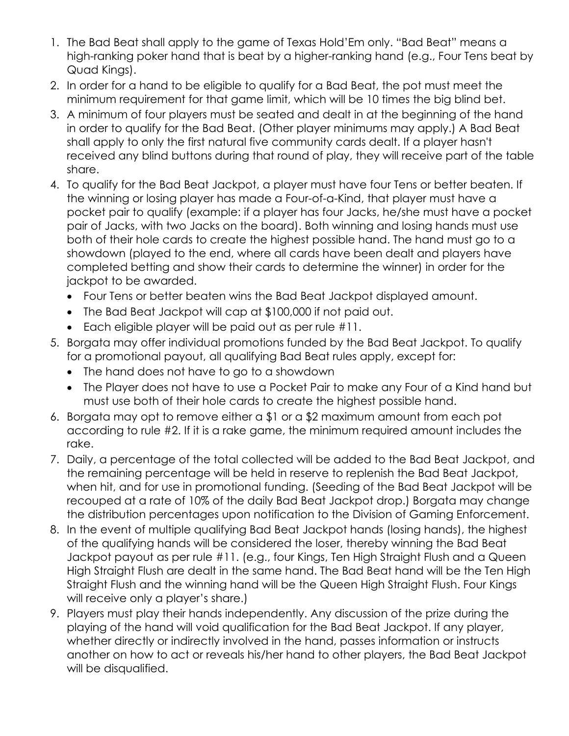1. The Bad Beat shall apply to the game of Texas Hold'Em only. "Bad Beat" means a high-ranking poker hand that is beat by a higher-ranking hand (e.g., Four Tens beat by Quad Kings).
2. In order for a hand to be eligible to qualify for a Bad Beat, the pot must meet the minimum requirement for that game limit, which will be 10 times the big blind bet.
3. A minimum of four players must be seated and dealt in at the beginning of the hand in order to qualify for the Bad Beat. (Other player minimums may apply.) A Bad Beat shall apply to only the first natural five community cards dealt. If a player hasn't received any blind buttons during that round of play, they will receive part of the table share.
4. To qualify for the Bad Beat Jackpot, a player must have four Tens or better beaten. If the winning or losing player has made a Four-of-a-Kind, that player must have a pocket pair to qualify (example: if a player has four Jacks, he/she must have a pocket pair of Jacks, with two Jacks on the board). Both winning and losing hands must use both of their hole cards to create the highest possible hand. The hand must go to a showdown (played to the end, where all cards have been dealt and players have completed betting and show their cards to determine the winner) in order for the jackpot to be awarded.
   - Four Tens or better beaten wins the Bad Beat Jackpot displayed amount.
   - The Bad Beat Jackpot will cap at $100,000 if not paid out.
   - Each eligible player will be paid out as per rule #11.
5. Borgata may offer individual promotions funded by the Bad Beat Jackpot. To qualify for a promotional payout, all qualifying Bad Beat rules apply, except for:
   - The hand does not have to go to a showdown
   - The Player does not have to use a Pocket Pair to make any Four of a Kind hand but must use both of their hole cards to create the highest possible hand.
6. Borgata may opt to remove either a $1 or a $2 maximum amount from each pot according to rule #2. If it is a rake game, the minimum required amount includes the rake.
7. Daily, a percentage of the total collected will be added to the Bad Beat Jackpot, and the remaining percentage will be held in reserve to replenish the Bad Beat Jackpot, when hit, and for use in promotional funding. (Seeding of the Bad Beat Jackpot will be recouped at a rate of 10% of the daily Bad Beat Jackpot drop.) Borgata may change the distribution percentages upon notification to the Division of Gaming Enforcement.
8. In the event of multiple qualifying Bad Beat Jackpot hands (losing hands), the highest of the qualifying hands will be considered the loser, thereby winning the Bad Beat Jackpot payout as per rule #11. (e.g., four Kings, Ten High Straight Flush and a Queen High Straight Flush are dealt in the same hand. The Bad Beat hand will be the Ten High Straight Flush and the winning hand will be the Queen High Straight Flush. Four Kings will receive only a player's share.)
9. Players must play their hands independently. Any discussion of the prize during the playing of the hand will void qualification for the Bad Beat Jackpot. If any player, whether directly or indirectly involved in the hand, passes information or instructs another on how to act or reveals his/her hand to other players, the Bad Beat Jackpot will be disqualified.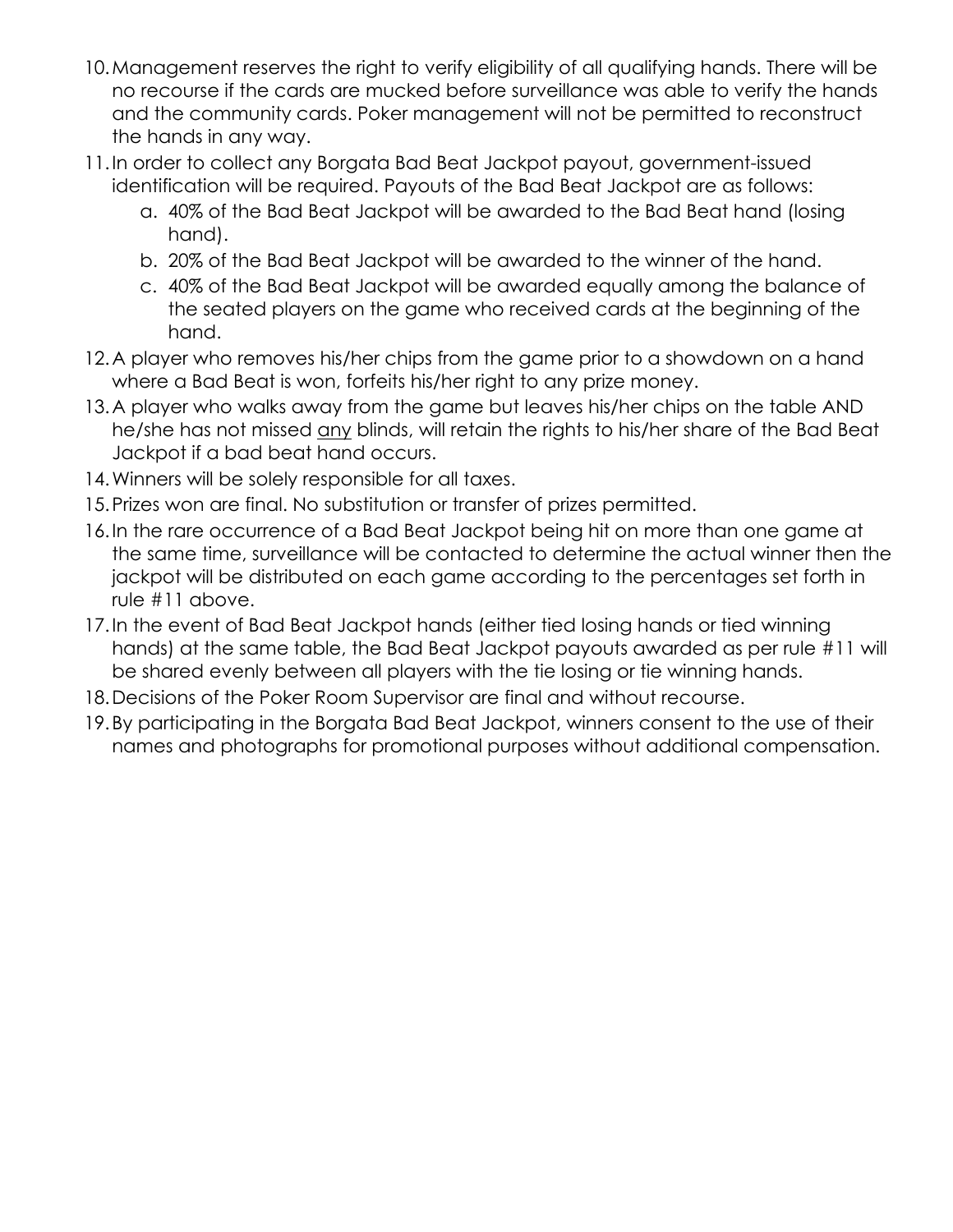10. Management reserves the right to verify eligibility of all qualifying hands. There will be no recourse if the cards are mucked before surveillance was able to verify the hands and the community cards. Poker management will not be permitted to reconstruct the hands in any way.
11. In order to collect any Borgata Bad Beat Jackpot payout, government-issued identification will be required. Payouts of the Bad Beat Jackpot are as follows:
    a. 40% of the Bad Beat Jackpot will be awarded to the Bad Beat hand (losing hand).
    b. 20% of the Bad Beat Jackpot will be awarded to the winner of the hand.
    c. 40% of the Bad Beat Jackpot will be awarded equally among the balance of the seated players on the game who received cards at the beginning of the hand.
12. A player who removes his/her chips from the game prior to a showdown on a hand where a Bad Beat is won, forfeits his/her right to any prize money.
13. A player who walks away from the game but leaves his/her chips on the table AND he/she has not missed <u>any</u> blinds, will retain the rights to his/her share of the Bad Beat Jackpot if a bad beat hand occurs.
14. Winners will be solely responsible for all taxes.
15. Prizes won are final. No substitution or transfer of prizes permitted.
16. In the rare occurrence of a Bad Beat Jackpot being hit on more than one game at the same time, surveillance will be contacted to determine the actual winner then the jackpot will be distributed on each game according to the percentages set forth in rule #11 above.
17. In the event of Bad Beat Jackpot hands (either tied losing hands or tied winning hands) at the same table, the Bad Beat Jackpot payouts awarded as per rule #11 will be shared evenly between all players with the tie losing or tie winning hands.
18. Decisions of the Poker Room Supervisor are final and without recourse.
19. By participating in the Borgata Bad Beat Jackpot, winners consent to the use of their names and photographs for promotional purposes without additional compensation.